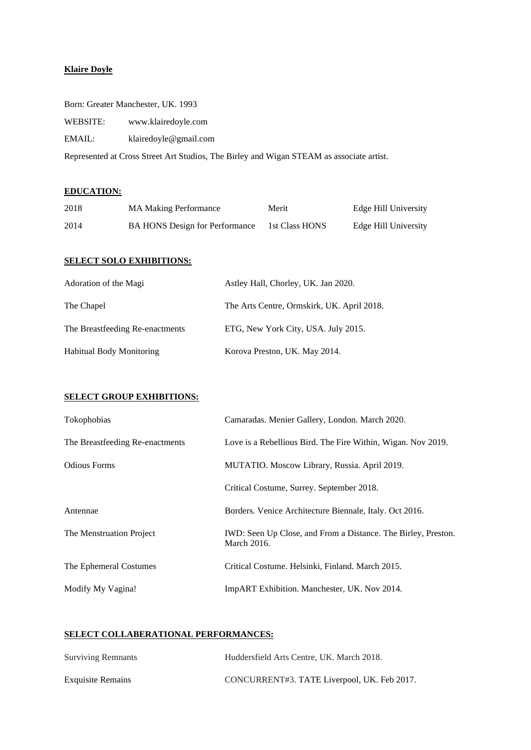**Klaire Doyle**

Born: Greater Manchester, UK. 1993

WEBSITE: www.klairedoyle.com

EMAIL: klairedoyle@gmail.com

Represented at Cross Street Art Studios, The Birley and Wigan STEAM as associate artist.

**EDUCATION:**

| | | | |
|---|---|---|---|
| 2018 | MA Making Performance | Merit | Edge Hill University |
| 2014 | BA HONS Design for Performance | 1st Class HONS | Edge Hill University |

**SELECT SOLO EXHIBITIONS:**

| | |
|---|---|
| Adoration of the Magi | Astley Hall, Chorley, UK. Jan 2020. |
| The Chapel | The Arts Centre, Ormskirk, UK. April 2018. |
| The Breastfeeding Re-enactments | ETG, New York City, USA. July 2015. |
| Habitual Body Monitoring | Korova Preston, UK. May 2014. |

**SELECT GROUP EXHIBITIONS:**

| | |
|---|---|
| Tokophobias | Camaradas. Menier Gallery, London. March 2020. |
| The Breastfeeding Re-enactments | Love is a Rebellious Bird. The Fire Within, Wigan. Nov 2019. |
| Odious Forms | MUTATIO. Moscow Library, Russia. April 2019. |
| | Critical Costume, Surrey. September 2018. |
| Antennae | Borders. Venice Architecture Biennale, Italy. Oct 2016. |
| The Menstruation Project | IWD: Seen Up Close, and From a Distance. The Birley, Preston. March 2016. |
| The Ephemeral Costumes | Critical Costume. Helsinki, Finland. March 2015. |
| Modify My Vagina! | ImpART Exhibition. Manchester, UK. Nov 2014. |

**SELECT COLLABERATIONAL PERFORMANCES:**

| | |
|---|---|
| Surviving Remnants | Huddersfield Arts Centre, UK. March 2018. |
| Exquisite Remains | CONCURRENT#3. TATE Liverpool, UK. Feb 2017. |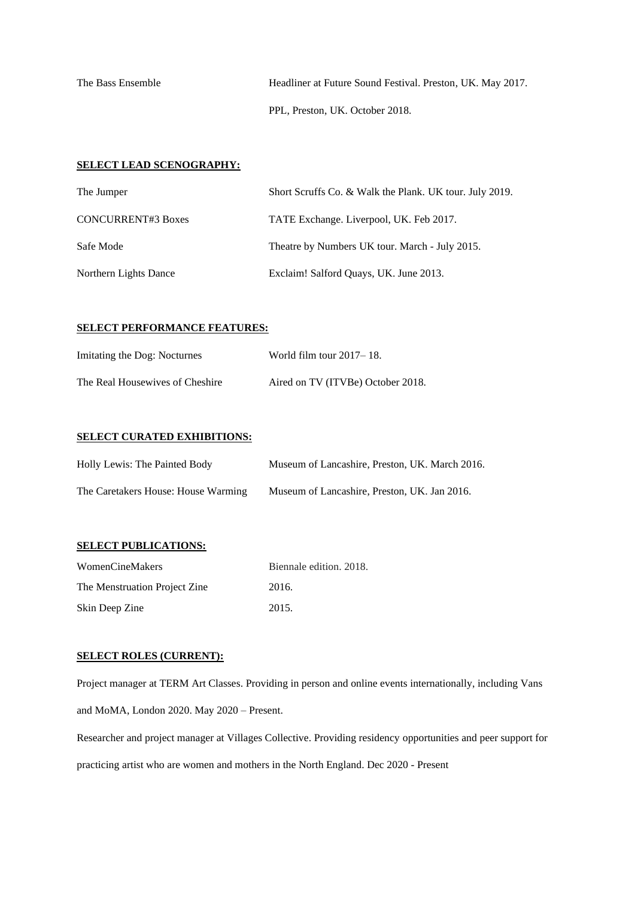| | |
|---|---|
| The Bass Ensemble | Headliner at Future Sound Festival. Preston, UK. May 2017. |
| | PPL, Preston, UK. October 2018. |

**SELECT LEAD SCENOGRAPHY:**

| | |
|---|---|
| The Jumper | Short Scruffs Co. & Walk the Plank. UK tour. July 2019. |
| CONCURRENT#3 Boxes | TATE Exchange. Liverpool, UK. Feb 2017. |
| Safe Mode | Theatre by Numbers UK tour. March - July 2015. |
| Northern Lights Dance | Exclaim! Salford Quays, UK. June 2013. |

**SELECT PERFORMANCE FEATURES:**

| | |
|---|---|
| Imitating the Dog: Nocturnes | World film tour 2017– 18. |
| The Real Housewives of Cheshire | Aired on TV (ITVBe) October 2018. |

**SELECT CURATED EXHIBITIONS:**

| | |
|---|---|
| Holly Lewis: The Painted Body | Museum of Lancashire, Preston, UK. March 2016. |
| The Caretakers House: House Warming | Museum of Lancashire, Preston, UK. Jan 2016. |

**SELECT PUBLICATIONS:**

| | |
|---|---|
| WomenCineMakers | Biennale edition. 2018. |
| The Menstruation Project Zine | 2016. |
| Skin Deep Zine | 2015. |

**SELECT ROLES (CURRENT):**

Project manager at TERM Art Classes. Providing in person and online events internationally, including Vans and MoMA, London 2020. May 2020 – Present.

Researcher and project manager at Villages Collective. Providing residency opportunities and peer support for practicing artist who are women and mothers in the North England. Dec 2020 - Present